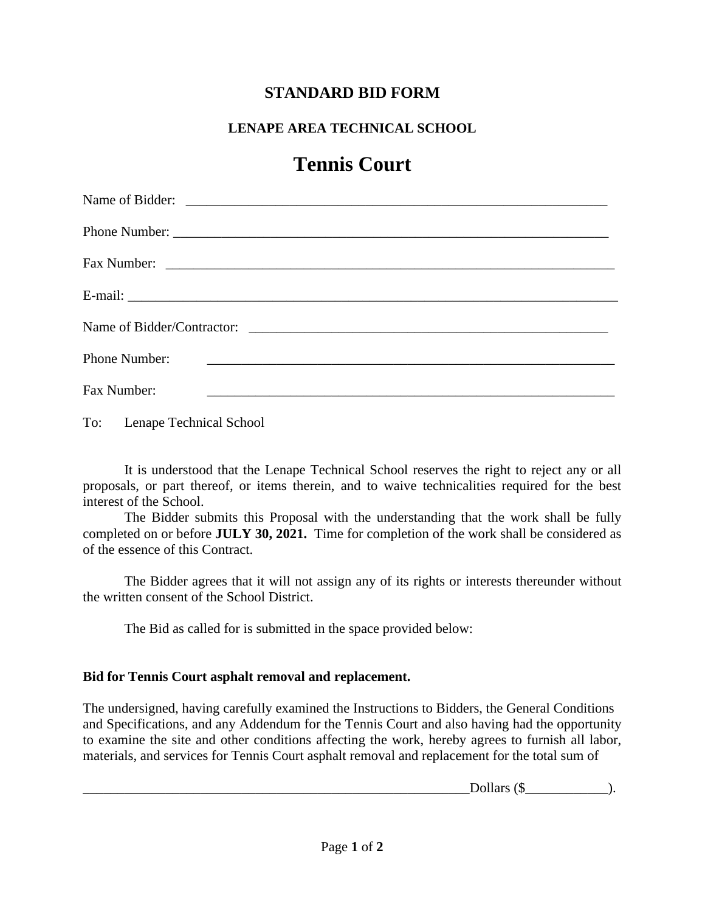# STANDARD BID FORM

## LENAPE AREA TECHNICAL SCHOOL

# Tennis Court

Name of Bidder: ___________________________________________________________

Phone Number: ____________________________________________________________

Fax Number: ______________________________________________________________

E-mail: __________________________________________________________________

Name of Bidder/Contractor: _____________________________________________

Phone Number: ____________________________________________________________

Fax Number: ______________________________________________________________

To: Lenape Technical School

It is understood that the Lenape Technical School reserves the right to reject any or all proposals, or part thereof, or items therein, and to waive technicalities required for the best interest of the School.

The Bidder submits this Proposal with the understanding that the work shall be fully completed on or before **JULY 30, 2021.** Time for completion of the work shall be considered as of the essence of this Contract.

The Bidder agrees that it will not assign any of its rights or interests thereunder without the written consent of the School District.

The Bid as called for is submitted in the space provided below:

**Bid for Tennis Court asphalt removal and replacement.**

The undersigned, having carefully examined the Instructions to Bidders, the General Conditions and Specifications, and any Addendum for the Tennis Court and also having had the opportunity to examine the site and other conditions affecting the work, hereby agrees to furnish all labor, materials, and services for Tennis Court asphalt removal and replacement for the total sum of

__________________________________________________________Dollars ($____________).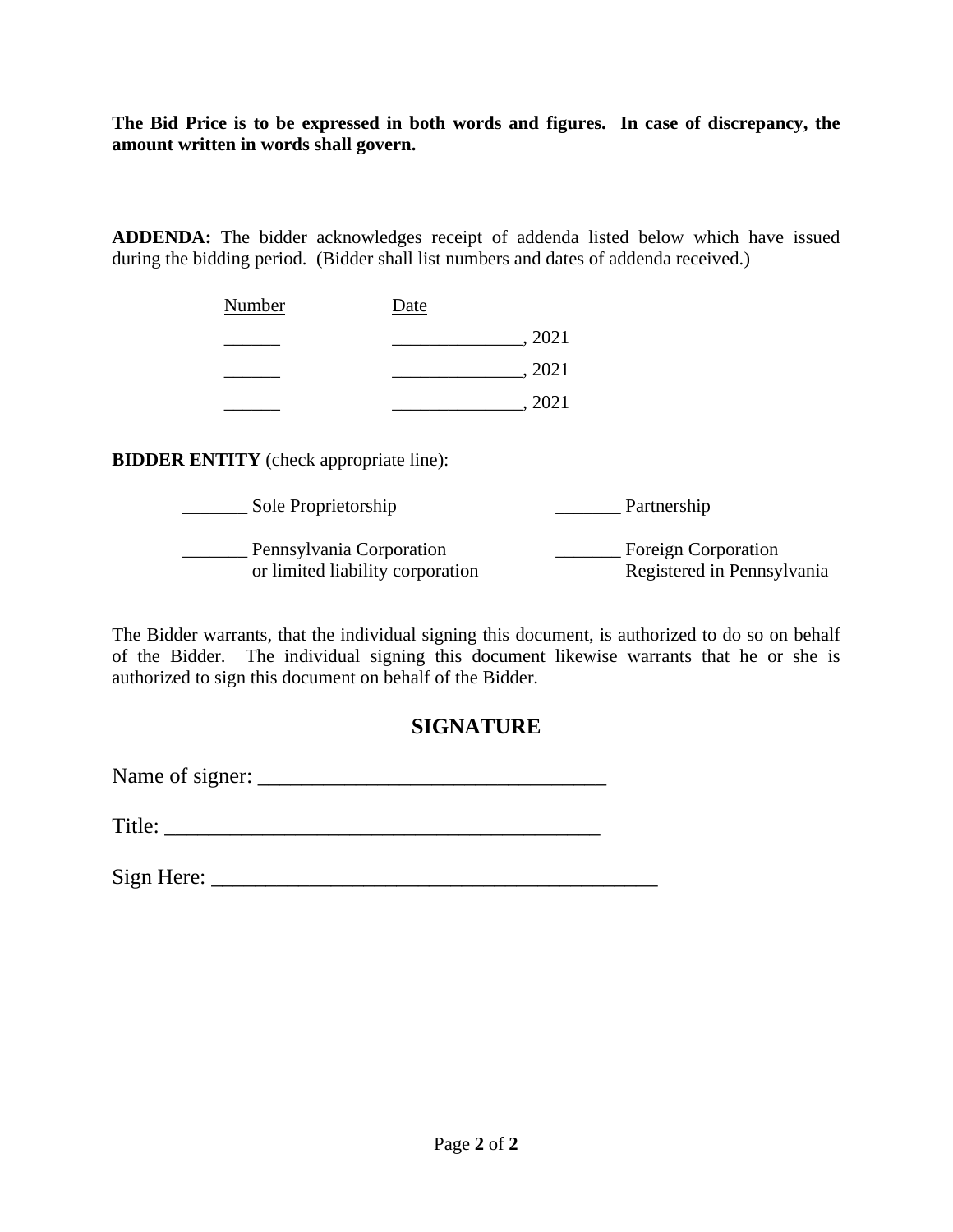**The Bid Price is to be expressed in both words and figures. In case of discrepancy, the amount written in words shall govern.**

**ADDENDA:** The bidder acknowledges receipt of addenda listed below which have issued during the bidding period. (Bidder shall list numbers and dates of addenda received.)

| Number | Date |
|---|---|
| ______ | ______________, 2021 |
| ______ | ______________, 2021 |
| ______ | ______________, 2021 |

**BIDDER ENTITY** (check appropriate line):

_______ Sole Proprietorship

_______ Partnership

_______ Pennsylvania Corporation or limited liability corporation

_______ Foreign Corporation Registered in Pennsylvania

The Bidder warrants, that the individual signing this document, is authorized to do so on behalf of the Bidder. The individual signing this document likewise warrants that he or she is authorized to sign this document on behalf of the Bidder.

## SIGNATURE

Name of signer: ________________________________

Title: ________________________________________

Sign Here: __________________________________________